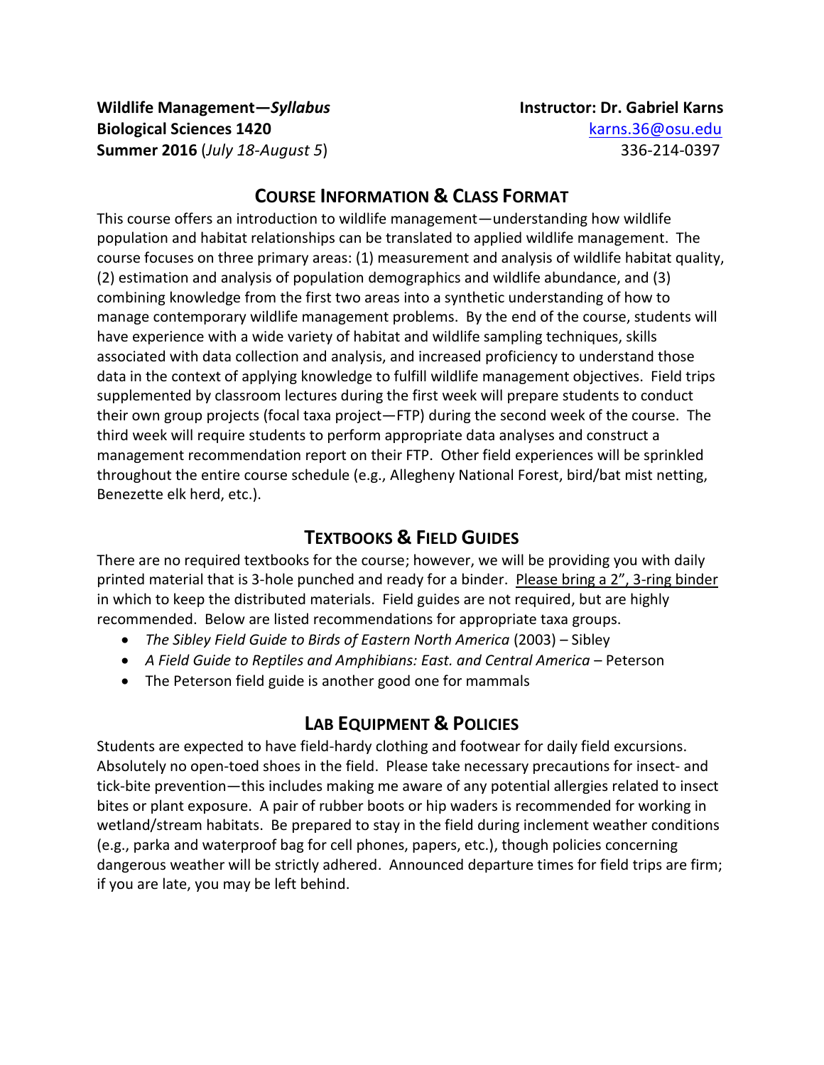**Wildlife Management—*Syllabus***
**Biological Sciences 1420**
**Summer 2016** (*July 18-August 5*)

**Instructor: Dr. Gabriel Karns**
karns.36@osu.edu
336-214-0397

## Course Information & Class Format

This course offers an introduction to wildlife management—understanding how wildlife population and habitat relationships can be translated to applied wildlife management. The course focuses on three primary areas: (1) measurement and analysis of wildlife habitat quality, (2) estimation and analysis of population demographics and wildlife abundance, and (3) combining knowledge from the first two areas into a synthetic understanding of how to manage contemporary wildlife management problems. By the end of the course, students will have experience with a wide variety of habitat and wildlife sampling techniques, skills associated with data collection and analysis, and increased proficiency to understand those data in the context of applying knowledge to fulfill wildlife management objectives. Field trips supplemented by classroom lectures during the first week will prepare students to conduct their own group projects (focal taxa project—FTP) during the second week of the course. The third week will require students to perform appropriate data analyses and construct a management recommendation report on their FTP. Other field experiences will be sprinkled throughout the entire course schedule (e.g., Allegheny National Forest, bird/bat mist netting, Benezette elk herd, etc.).

## Textbooks & Field Guides

There are no required textbooks for the course; however, we will be providing you with daily printed material that is 3-hole punched and ready for a binder. Please bring a 2", 3-ring binder in which to keep the distributed materials. Field guides are not required, but are highly recommended. Below are listed recommendations for appropriate taxa groups.

- *The Sibley Field Guide to Birds of Eastern North America* (2003) – Sibley
- *A Field Guide to Reptiles and Amphibians: East. and Central America* – Peterson
- The Peterson field guide is another good one for mammals

## Lab Equipment & Policies

Students are expected to have field-hardy clothing and footwear for daily field excursions. Absolutely no open-toed shoes in the field. Please take necessary precautions for insect- and tick-bite prevention—this includes making me aware of any potential allergies related to insect bites or plant exposure. A pair of rubber boots or hip waders is recommended for working in wetland/stream habitats. Be prepared to stay in the field during inclement weather conditions (e.g., parka and waterproof bag for cell phones, papers, etc.), though policies concerning dangerous weather will be strictly adhered. Announced departure times for field trips are firm; if you are late, you may be left behind.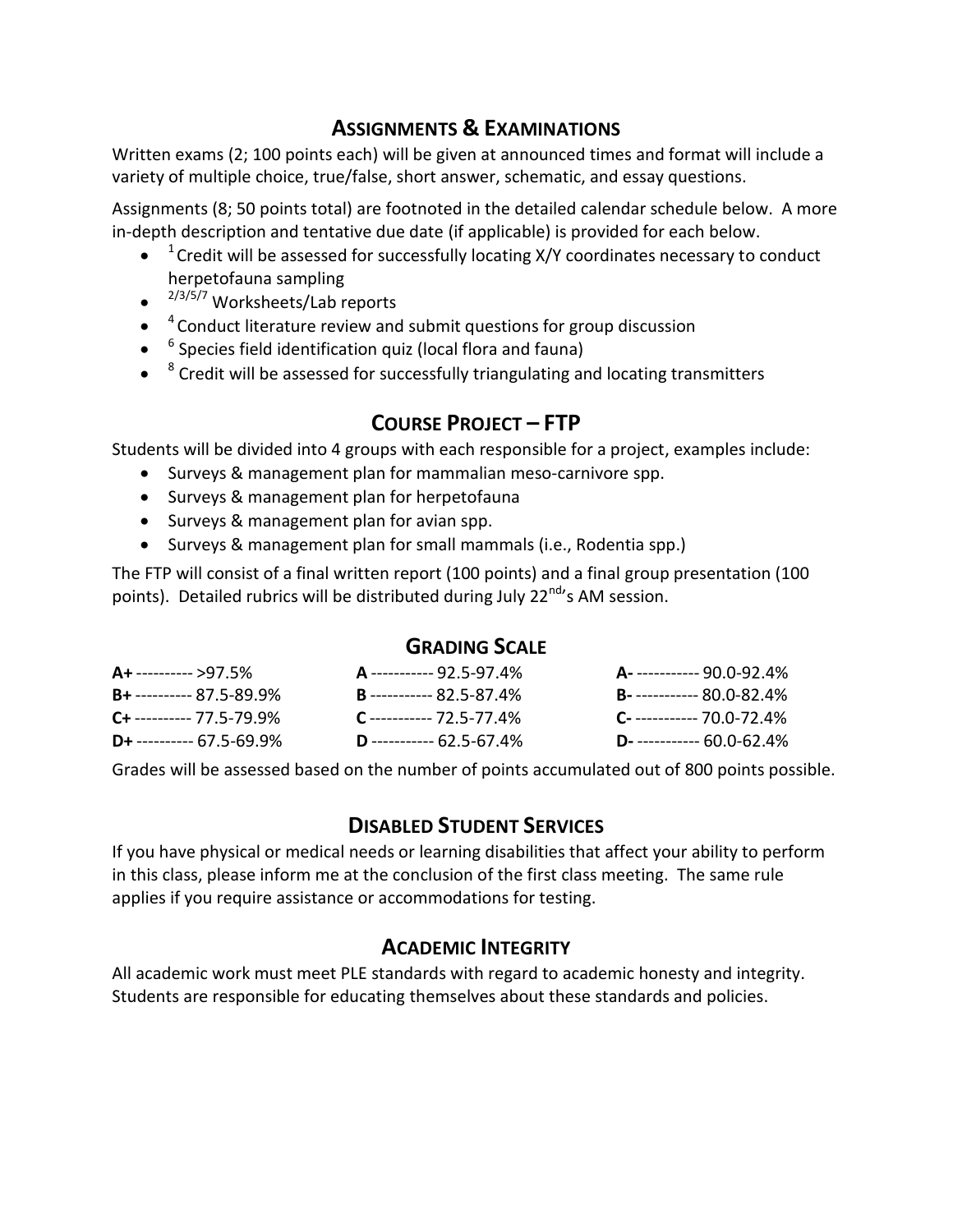## Assignments & Examinations

Written exams (2; 100 points each) will be given at announced times and format will include a variety of multiple choice, true/false, short answer, schematic, and essay questions.

Assignments (8; 50 points total) are footnoted in the detailed calendar schedule below. A more in-depth description and tentative due date (if applicable) is provided for each below.

- [1] Credit will be assessed for successfully locating X/Y coordinates necessary to conduct herpetofauna sampling
- [2/3/5/7] Worksheets/Lab reports
- [4] Conduct literature review and submit questions for group discussion
- [6] Species field identification quiz (local flora and fauna)
- [8] Credit will be assessed for successfully triangulating and locating transmitters

## Course Project – FTP

Students will be divided into 4 groups with each responsible for a project, examples include:

- Surveys & management plan for mammalian meso-carnivore spp.
- Surveys & management plan for herpetofauna
- Surveys & management plan for avian spp.
- Surveys & management plan for small mammals (i.e., Rodentia spp.)

The FTP will consist of a final written report (100 points) and a final group presentation (100 points). Detailed rubrics will be distributed during July 22nd's AM session.

## Grading Scale

| | | |
|---|---|---|
| **A+** ---------- >97.5% | **A** ----------- 92.5-97.4% | **A-** ----------- 90.0-92.4% |
| **B+** ---------- 87.5-89.9% | **B** ----------- 82.5-87.4% | **B-** ----------- 80.0-82.4% |
| **C+** ---------- 77.5-79.9% | **C** ----------- 72.5-77.4% | **C-** ----------- 70.0-72.4% |
| **D+** ---------- 67.5-69.9% | **D** ----------- 62.5-67.4% | **D-** ----------- 60.0-62.4% |

Grades will be assessed based on the number of points accumulated out of 800 points possible.

## Disabled Student Services

If you have physical or medical needs or learning disabilities that affect your ability to perform in this class, please inform me at the conclusion of the first class meeting. The same rule applies if you require assistance or accommodations for testing.

## Academic Integrity

All academic work must meet PLE standards with regard to academic honesty and integrity. Students are responsible for educating themselves about these standards and policies.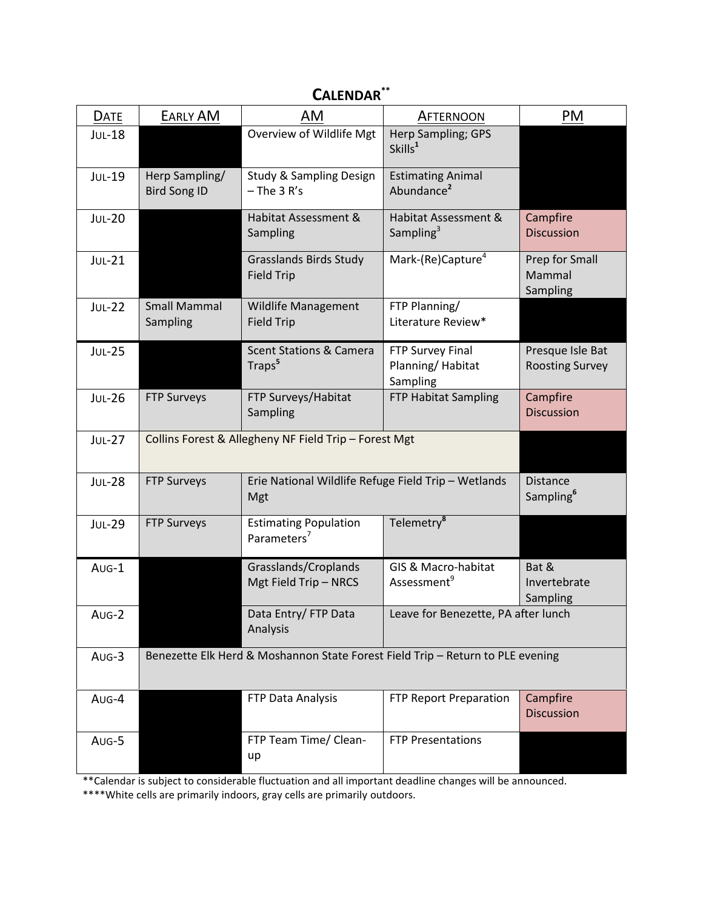# CALENDAR**

| DATE | EARLY AM | AM | AFTERNOON | PM |
|---|---|---|---|---|
| JUL-18 | | Overview of Wildlife Mgt | Herp Sampling; GPS Skills[1] | |
| JUL-19 | Herp Sampling/ Bird Song ID | Study & Sampling Design – The 3 R's | Estimating Animal Abundance[2] | |
| JUL-20 | | Habitat Assessment & Sampling | Habitat Assessment & Sampling[3] | Campfire Discussion |
| JUL-21 | | Grasslands Birds Study Field Trip | Mark-(Re)Capture[4] | Prep for Small Mammal Sampling |
| JUL-22 | Small Mammal Sampling | Wildlife Management Field Trip | FTP Planning/ Literature Review* | |
| JUL-25 | | Scent Stations & Camera Traps[5] | FTP Survey Final Planning/ Habitat Sampling | Presque Isle Bat Roosting Survey |
| JUL-26 | FTP Surveys | FTP Surveys/Habitat Sampling | FTP Habitat Sampling | Campfire Discussion |
| JUL-27 | Collins Forest & Allegheny NF Field Trip – Forest Mgt | | | |
| JUL-28 | FTP Surveys | Erie National Wildlife Refuge Field Trip – Wetlands Mgt | | Distance Sampling[6] |
| JUL-29 | FTP Surveys | Estimating Population Parameters[7] | Telemetry[8] | |
| AUG-1 | | Grasslands/Croplands Mgt Field Trip – NRCS | GIS & Macro-habitat Assessment[9] | Bat & Invertebrate Sampling |
| AUG-2 | | Data Entry/ FTP Data Analysis | Leave for Benezette, PA after lunch | |
| AUG-3 | Benezette Elk Herd & Moshannon State Forest Field Trip – Return to PLE evening | | | |
| AUG-4 | | FTP Data Analysis | FTP Report Preparation | Campfire Discussion |
| AUG-5 | | FTP Team Time/ Clean-up | FTP Presentations | |

**Calendar is subject to considerable fluctuation and all important deadline changes will be announced.

****White cells are primarily indoors, gray cells are primarily outdoors.